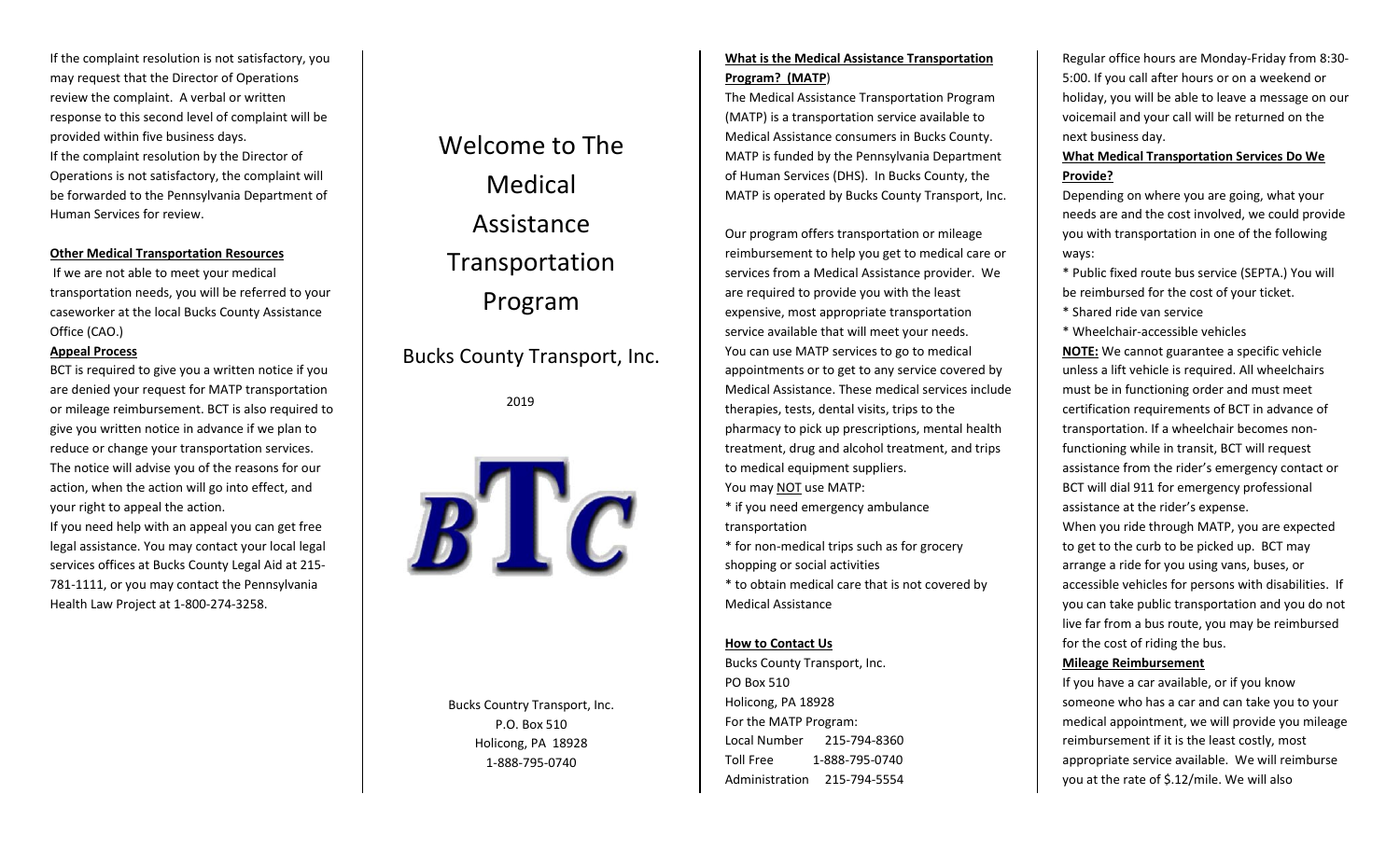If the complaint resolution is not satisfactory, you may request that the Director of Operations review the complaint. A verbal or written response to this second level of complaint will be provided within five business days.

If the complaint resolution by the Director of Operations is not satisfactory, the complaint will be forwarded to the Pennsylvania Department of Human Services for review.

**Other Medical Transportation Resources**

If we are not able to meet your medical transportation needs, you will be referred to your caseworker at the local Bucks County Assistance Office (CAO.)

**Appeal Process**

BCT is required to give you a written notice if you are denied your request for MATP transportation or mileage reimbursement. BCT is also required to give you written notice in advance if we plan to reduce or change your transportation services. The notice will advise you of the reasons for our action, when the action will go into effect, and your right to appeal the action.

If you need help with an appeal you can get free legal assistance. You may contact your local legal services offices at Bucks County Legal Aid at 215-781-1111, or you may contact the Pennsylvania Health Law Project at 1-800-274-3258.

# Welcome to The Medical Assistance Transportation Program

## Bucks County Transport, Inc.

2019

BTC

Bucks Country Transport, Inc.
P.O. Box 510
Holicong, PA 18928
1-888-795-0740

**What is the Medical Assistance Transportation Program? (MATP)**

The Medical Assistance Transportation Program (MATP) is a transportation service available to Medical Assistance consumers in Bucks County. MATP is funded by the Pennsylvania Department of Human Services (DHS). In Bucks County, the MATP is operated by Bucks County Transport, Inc.

Our program offers transportation or mileage reimbursement to help you get to medical care or services from a Medical Assistance provider. We are required to provide you with the least expensive, most appropriate transportation service available that will meet your needs.

You can use MATP services to go to medical appointments or to get to any service covered by Medical Assistance. These medical services include therapies, tests, dental visits, trips to the pharmacy to pick up prescriptions, mental health treatment, drug and alcohol treatment, and trips to medical equipment suppliers.

You may NOT use MATP:

* if you need emergency ambulance transportation
* for non-medical trips such as for grocery shopping or social activities
* to obtain medical care that is not covered by Medical Assistance

**How to Contact Us**

Bucks County Transport, Inc.
PO Box 510
Holicong, PA 18928
For the MATP Program:
Local Number 215-794-8360
Toll Free 1-888-795-0740
Administration 215-794-5554

Regular office hours are Monday-Friday from 8:30-5:00. If you call after hours or on a weekend or holiday, you will be able to leave a message on our voicemail and your call will be returned on the next business day.

**What Medical Transportation Services Do We Provide?**

Depending on where you are going, what your needs are and the cost involved, we could provide you with transportation in one of the following ways:

* Public fixed route bus service (SEPTA.) You will be reimbursed for the cost of your ticket.
* Shared ride van service
* Wheelchair-accessible vehicles

**NOTE:** We cannot guarantee a specific vehicle unless a lift vehicle is required. All wheelchairs must be in functioning order and must meet certification requirements of BCT in advance of transportation. If a wheelchair becomes non-functioning while in transit, BCT will request assistance from the rider's emergency contact or BCT will dial 911 for emergency professional assistance at the rider's expense.

When you ride through MATP, you are expected to get to the curb to be picked up. BCT may arrange a ride for you using vans, buses, or accessible vehicles for persons with disabilities. If you can take public transportation and you do not live far from a bus route, you may be reimbursed for the cost of riding the bus.

**Mileage Reimbursement**

If you have a car available, or if you know someone who has a car and can take you to your medical appointment, we will provide you mileage reimbursement if it is the least costly, most appropriate service available. We will reimburse you at the rate of $.12/mile. We will also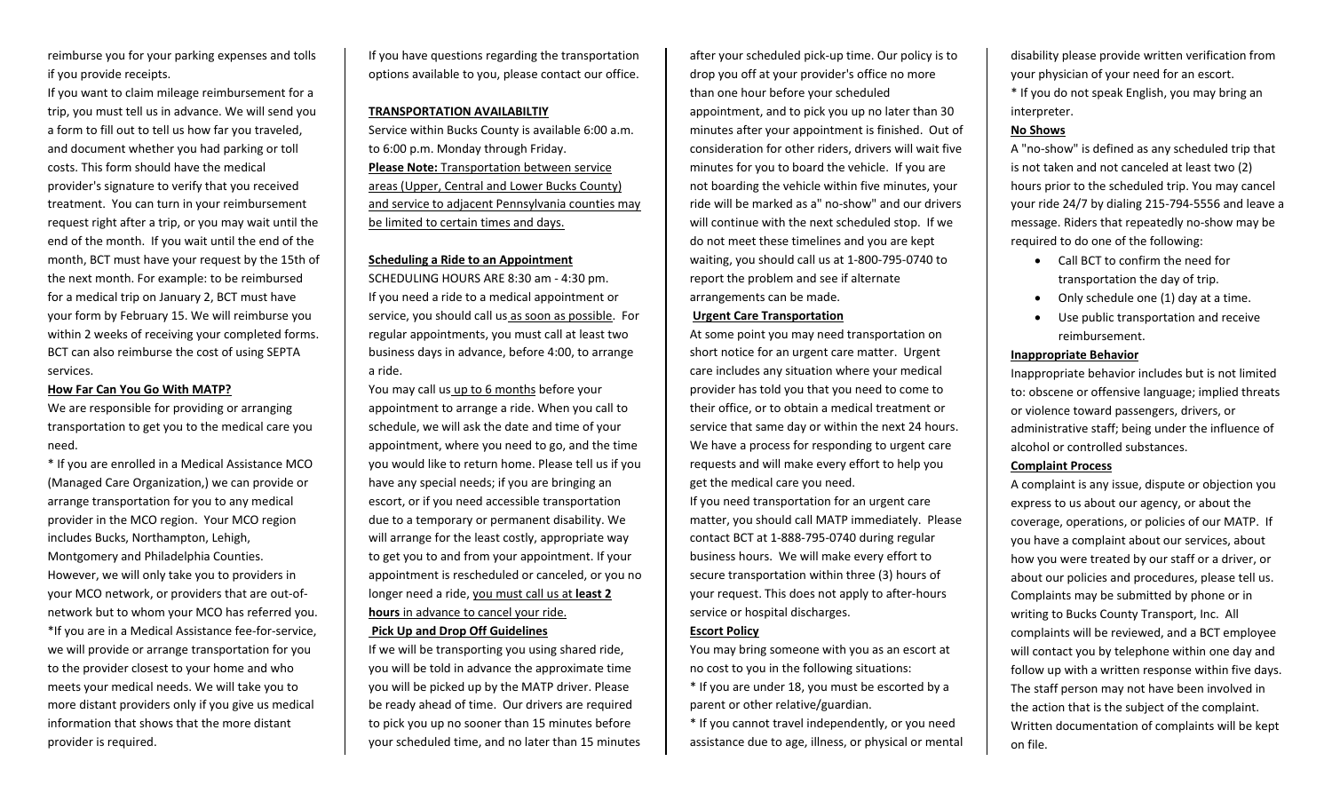reimburse you for your parking expenses and tolls if you provide receipts.

If you want to claim mileage reimbursement for a trip, you must tell us in advance. We will send you a form to fill out to tell us how far you traveled, and document whether you had parking or toll costs. This form should have the medical provider's signature to verify that you received treatment. You can turn in your reimbursement request right after a trip, or you may wait until the end of the month. If you wait until the end of the month, BCT must have your request by the 15th of the next month. For example: to be reimbursed for a medical trip on January 2, BCT must have your form by February 15. We will reimburse you within 2 weeks of receiving your completed forms. BCT can also reimburse the cost of using SEPTA services.

**How Far Can You Go With MATP?**

We are responsible for providing or arranging transportation to get you to the medical care you need.

* If you are enrolled in a Medical Assistance MCO (Managed Care Organization,) we can provide or arrange transportation for you to any medical provider in the MCO region. Your MCO region includes Bucks, Northampton, Lehigh, Montgomery and Philadelphia Counties. However, we will only take you to providers in your MCO network, or providers that are out-of-network but to whom your MCO has referred you.

*If you are in a Medical Assistance fee-for-service, we will provide or arrange transportation for you to the provider closest to your home and who meets your medical needs. We will take you to more distant providers only if you give us medical information that shows that the more distant provider is required.

If you have questions regarding the transportation options available to you, please contact our office.

**TRANSPORTATION AVAILABILTIY**

Service within Bucks County is available 6:00 a.m. to 6:00 p.m. Monday through Friday.

**Please Note:** Transportation between service areas (Upper, Central and Lower Bucks County) and service to adjacent Pennsylvania counties may be limited to certain times and days.

**Scheduling a Ride to an Appointment**

SCHEDULING HOURS ARE 8:30 am - 4:30 pm.

If you need a ride to a medical appointment or service, you should call us as soon as possible. For regular appointments, you must call at least two business days in advance, before 4:00, to arrange a ride.

You may call us up to 6 months before your appointment to arrange a ride. When you call to schedule, we will ask the date and time of your appointment, where you need to go, and the time you would like to return home. Please tell us if you have any special needs; if you are bringing an escort, or if you need accessible transportation due to a temporary or permanent disability. We will arrange for the least costly, appropriate way to get you to and from your appointment. If your appointment is rescheduled or canceled, or you no longer need a ride, you must call us at **least 2 hours** in advance to cancel your ride.

**Pick Up and Drop Off Guidelines**

If we will be transporting you using shared ride, you will be told in advance the approximate time you will be picked up by the MATP driver. Please be ready ahead of time. Our drivers are required to pick you up no sooner than 15 minutes before your scheduled time, and no later than 15 minutes after your scheduled pick-up time. Our policy is to drop you off at your provider's office no more than one hour before your scheduled appointment, and to pick you up no later than 30 minutes after your appointment is finished. Out of consideration for other riders, drivers will wait five minutes for you to board the vehicle. If you are not boarding the vehicle within five minutes, your ride will be marked as a" no-show" and our drivers will continue with the next scheduled stop. If we do not meet these timelines and you are kept waiting, you should call us at 1-800-795-0740 to report the problem and see if alternate arrangements can be made.

**Urgent Care Transportation**

At some point you may need transportation on short notice for an urgent care matter. Urgent care includes any situation where your medical provider has told you that you need to come to their office, or to obtain a medical treatment or service that same day or within the next 24 hours. We have a process for responding to urgent care requests and will make every effort to help you get the medical care you need.

If you need transportation for an urgent care matter, you should call MATP immediately. Please contact BCT at 1-888-795-0740 during regular business hours. We will make every effort to secure transportation within three (3) hours of your request. This does not apply to after-hours service or hospital discharges.

**Escort Policy**

You may bring someone with you as an escort at no cost to you in the following situations:

* If you are under 18, you must be escorted by a parent or other relative/guardian.

* If you cannot travel independently, or you need assistance due to age, illness, or physical or mental disability please provide written verification from your physician of your need for an escort.

* If you do not speak English, you may bring an interpreter.

**No Shows**

A "no-show" is defined as any scheduled trip that is not taken and not canceled at least two (2) hours prior to the scheduled trip. You may cancel your ride 24/7 by dialing 215-794-5556 and leave a message. Riders that repeatedly no-show may be required to do one of the following:

- Call BCT to confirm the need for transportation the day of trip.
- Only schedule one (1) day at a time.
- Use public transportation and receive reimbursement.

**Inappropriate Behavior**

Inappropriate behavior includes but is not limited to: obscene or offensive language; implied threats or violence toward passengers, drivers, or administrative staff; being under the influence of alcohol or controlled substances.

**Complaint Process**

A complaint is any issue, dispute or objection you express to us about our agency, or about the coverage, operations, or policies of our MATP. If you have a complaint about our services, about how you were treated by our staff or a driver, or about our policies and procedures, please tell us. Complaints may be submitted by phone or in writing to Bucks County Transport, Inc. All complaints will be reviewed, and a BCT employee will contact you by telephone within one day and follow up with a written response within five days. The staff person may not have been involved in the action that is the subject of the complaint. Written documentation of complaints will be kept on file.